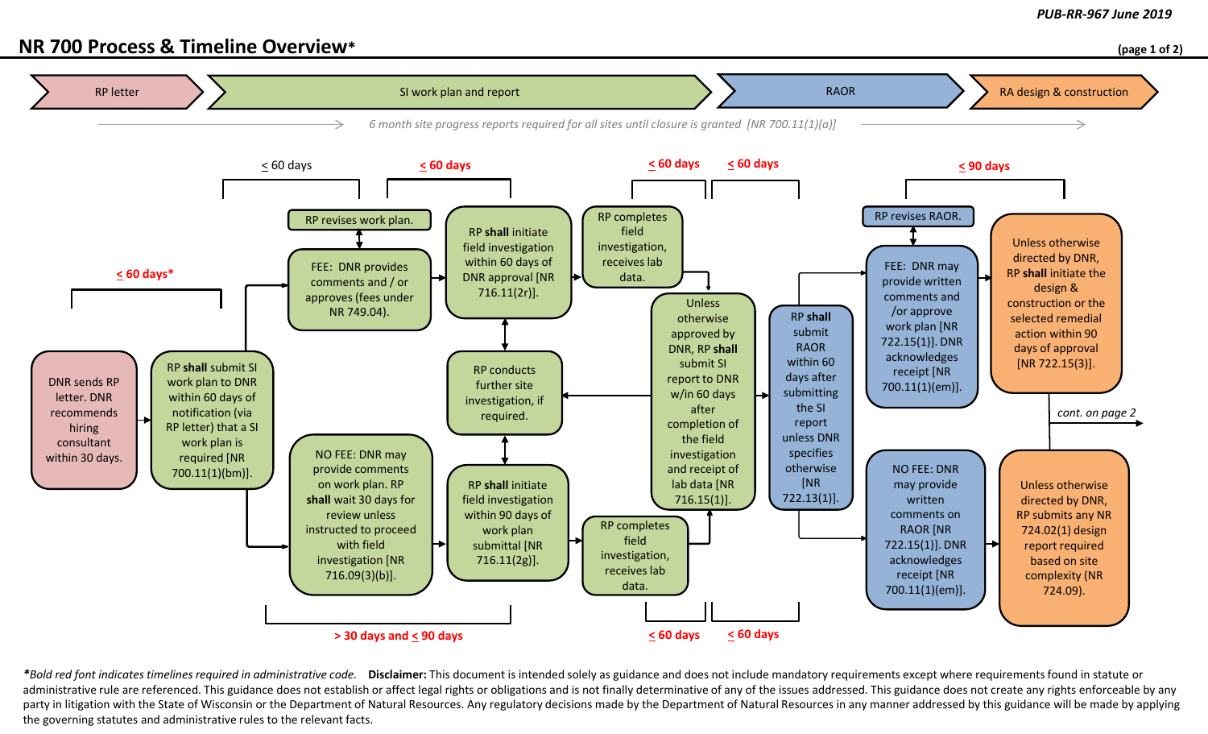# NR 700 Process & Timeline Overview*

**RP letter** → **SI work plan and report** → **RAOR** → **RA design & construction**

*6 month site progress reports required for all sites until closure is granted [NR 700.11(1)(a)]*

## RP letter

**≤ 60 days***

- DNR sends RP letter. DNR recommends hiring consultant within 30 days.
- RP **shall** submit SI work plan to DNR within 60 days of notification (via RP letter) that a SI work plan is required [NR 700.11(1)(bm)].

## SI work plan and report

**FEE path:**

- ≤ 60 days: FEE: DNR provides comments and / or approves (fees under NR 749.04). ↔ RP revises work plan.
- **≤ 60 days**: RP **shall** initiate field investigation within 60 days of DNR approval [NR 716.11(2r)].
- **≤ 60 days**: RP completes field investigation, receives lab data.

**NO FEE path:**

- **> 30 days and ≤ 90 days**: NO FEE: DNR may provide comments on work plan. RP **shall** wait 30 days for review unless instructed to proceed with field investigation [NR 716.09(3)(b)].
- RP **shall** initiate field investigation within 90 days of work plan submittal [NR 716.11(2g)].
- **≤ 60 days**: RP completes field investigation, receives lab data.

RP conducts further site investigation, if required.

**≤ 60 days**: Unless otherwise approved by DNR, RP **shall** submit SI report to DNR w/in 60 days after completion of the field investigation and receipt of lab data [NR 716.15(1)].

## RAOR

RP **shall** submit RAOR within 60 days after submitting the SI report unless DNR specifies otherwise [NR 722.13(1)].

- FEE: DNR may provide written comments and /or approve work plan [NR 722.15(1)]. DNR acknowledges receipt [NR 700.11(1)(em)]. ↔ RP revises RAOR.
- NO FEE: DNR may provide written comments on RAOR [NR 722.15(1)]. DNR acknowledges receipt [NR 700.11(1)(em)].

## RA design & construction

**≤ 90 days**

- Unless otherwise directed by DNR, RP **shall** initiate the design & construction or the selected remedial action within 90 days of approval [NR 722.15(3)].
- Unless otherwise directed by DNR, RP submits any NR 724.02(1) design report required based on site complexity (NR 724.09).

*cont. on page 2*

---

**Bold red font indicates timelines required in administrative code.* **Disclaimer:** This document is intended solely as guidance and does not include mandatory requirements except where requirements found in statute or administrative rule are referenced. This guidance does not establish or affect legal rights or obligations and is not finally determinative of any of the issues addressed. This guidance does not create any rights enforceable by any party in litigation with the State of Wisconsin or the Department of Natural Resources. Any regulatory decisions made by the Department of Natural Resources in any manner addressed by this guidance will be made by applying the governing statutes and administrative rules to the relevant facts.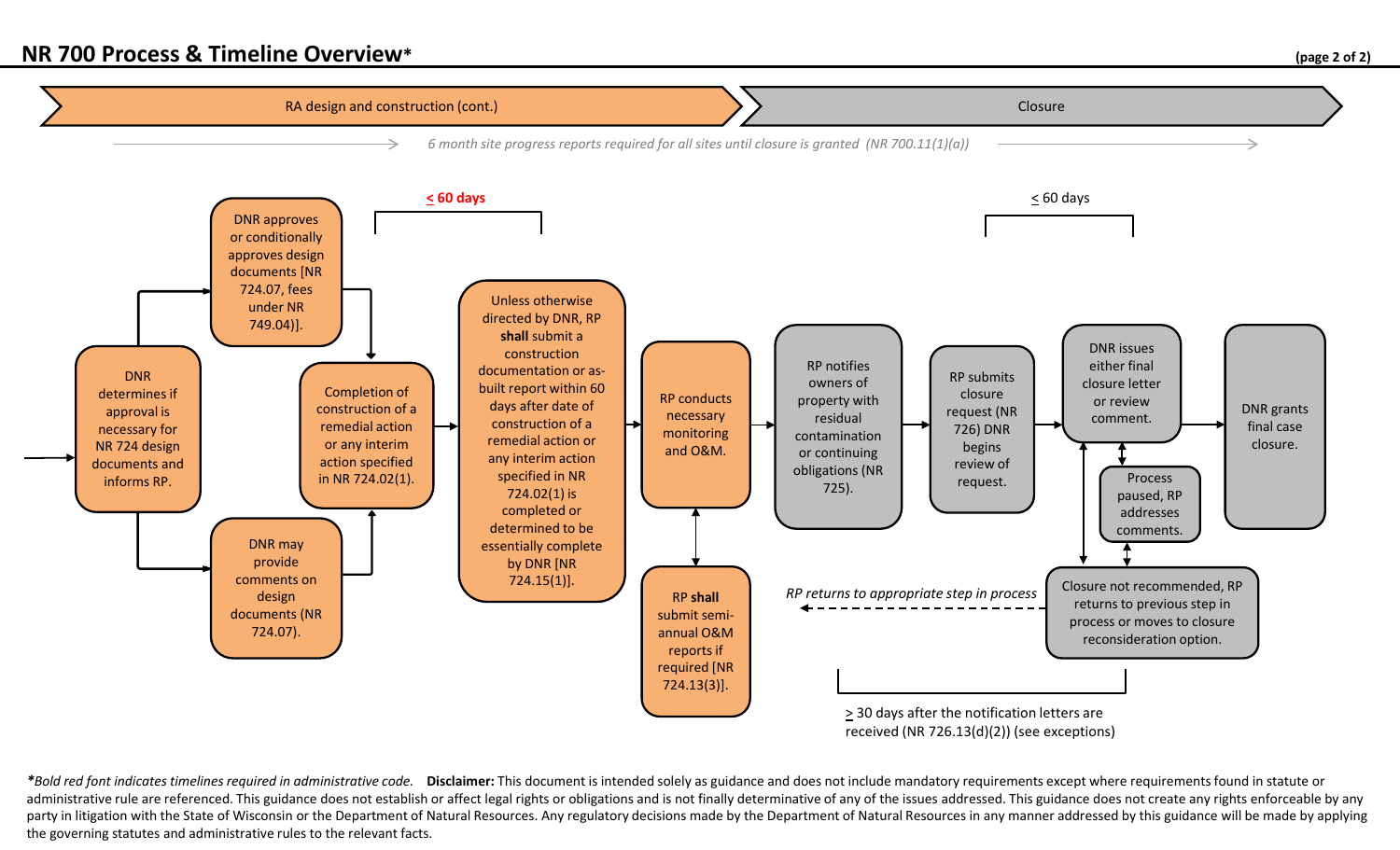# NR 700 Process & Timeline Overview*

RA design and construction (cont.)

Closure

*6 month site progress reports required for all sites until closure is granted (NR 700.11(1)(a))*

DNR determines if approval is necessary for NR 724 design documents and informs RP.

DNR approves or conditionally approves design documents [NR 724.07, fees under NR 749.04)].

DNR may provide comments on design documents (NR 724.07).

Completion of construction of a remedial action or any interim action specified in NR 724.02(1).

≤ 60 days

Unless otherwise directed by DNR, RP **shall** submit a construction documentation or as-built report within 60 days after date of construction of a remedial action or any interim action specified in NR 724.02(1) is completed or determined to be essentially complete by DNR [NR 724.15(1)].

RP conducts necessary monitoring and O&M.

RP **shall** submit semi-annual O&M reports if required [NR 724.13(3)].

RP notifies owners of property with residual contamination or continuing obligations (NR 725).

RP submits closure request (NR 726) DNR begins review of request.

≤ 60 days

DNR issues either final closure letter or review comment.

Process paused, RP addresses comments.

Closure not recommended, RP returns to previous step in process or moves to closure reconsideration option.

*RP returns to appropriate step in process*

DNR grants final case closure.

≥ 30 days after the notification letters are received (NR 726.13(d)(2)) (see exceptions)

*\*Bold red font indicates timelines required in administrative code.* **Disclaimer:** This document is intended solely as guidance and does not include mandatory requirements except where requirements found in statute or administrative rule are referenced. This guidance does not establish or affect legal rights or obligations and is not finally determinative of any of the issues addressed. This guidance does not create any rights enforceable by any party in litigation with the State of Wisconsin or the Department of Natural Resources. Any regulatory decisions made by the Department of Natural Resources in any manner addressed by this guidance will be made by applying the governing statutes and administrative rules to the relevant facts.